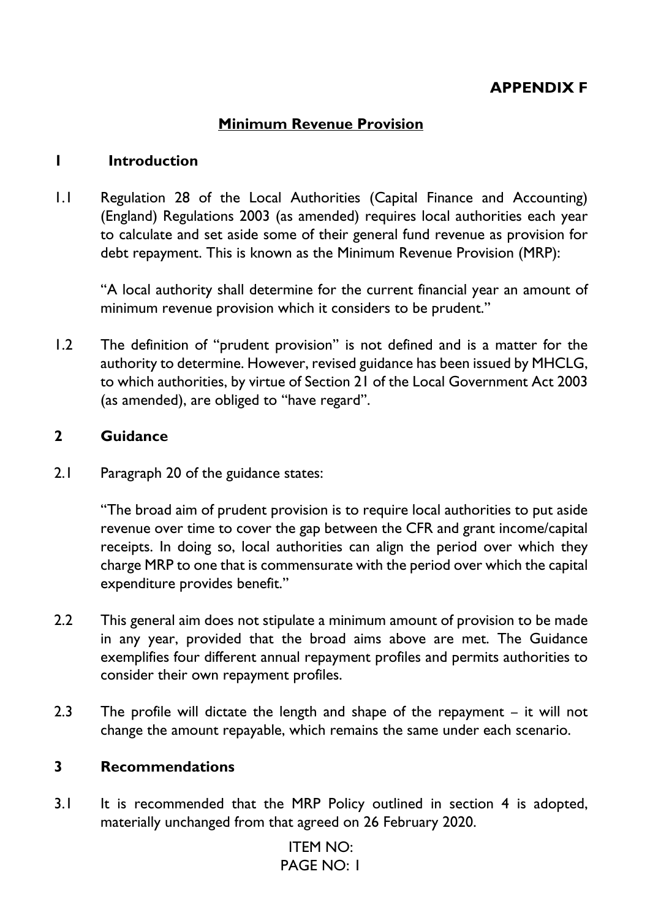**APPENDIX F**

# Minimum Revenue Provision

## 1 Introduction

1.1 Regulation 28 of the Local Authorities (Capital Finance and Accounting) (England) Regulations 2003 (as amended) requires local authorities each year to calculate and set aside some of their general fund revenue as provision for debt repayment. This is known as the Minimum Revenue Provision (MRP):

> "A local authority shall determine for the current financial year an amount of minimum revenue provision which it considers to be prudent."

1.2 The definition of "prudent provision" is not defined and is a matter for the authority to determine. However, revised guidance has been issued by MHCLG, to which authorities, by virtue of Section 21 of the Local Government Act 2003 (as amended), are obliged to "have regard".

## 2 Guidance

2.1 Paragraph 20 of the guidance states:

> "The broad aim of prudent provision is to require local authorities to put aside revenue over time to cover the gap between the CFR and grant income/capital receipts. In doing so, local authorities can align the period over which they charge MRP to one that is commensurate with the period over which the capital expenditure provides benefit."

2.2 This general aim does not stipulate a minimum amount of provision to be made in any year, provided that the broad aims above are met. The Guidance exemplifies four different annual repayment profiles and permits authorities to consider their own repayment profiles.

2.3 The profile will dictate the length and shape of the repayment – it will not change the amount repayable, which remains the same under each scenario.

## 3 Recommendations

3.1 It is recommended that the MRP Policy outlined in section 4 is adopted, materially unchanged from that agreed on 26 February 2020.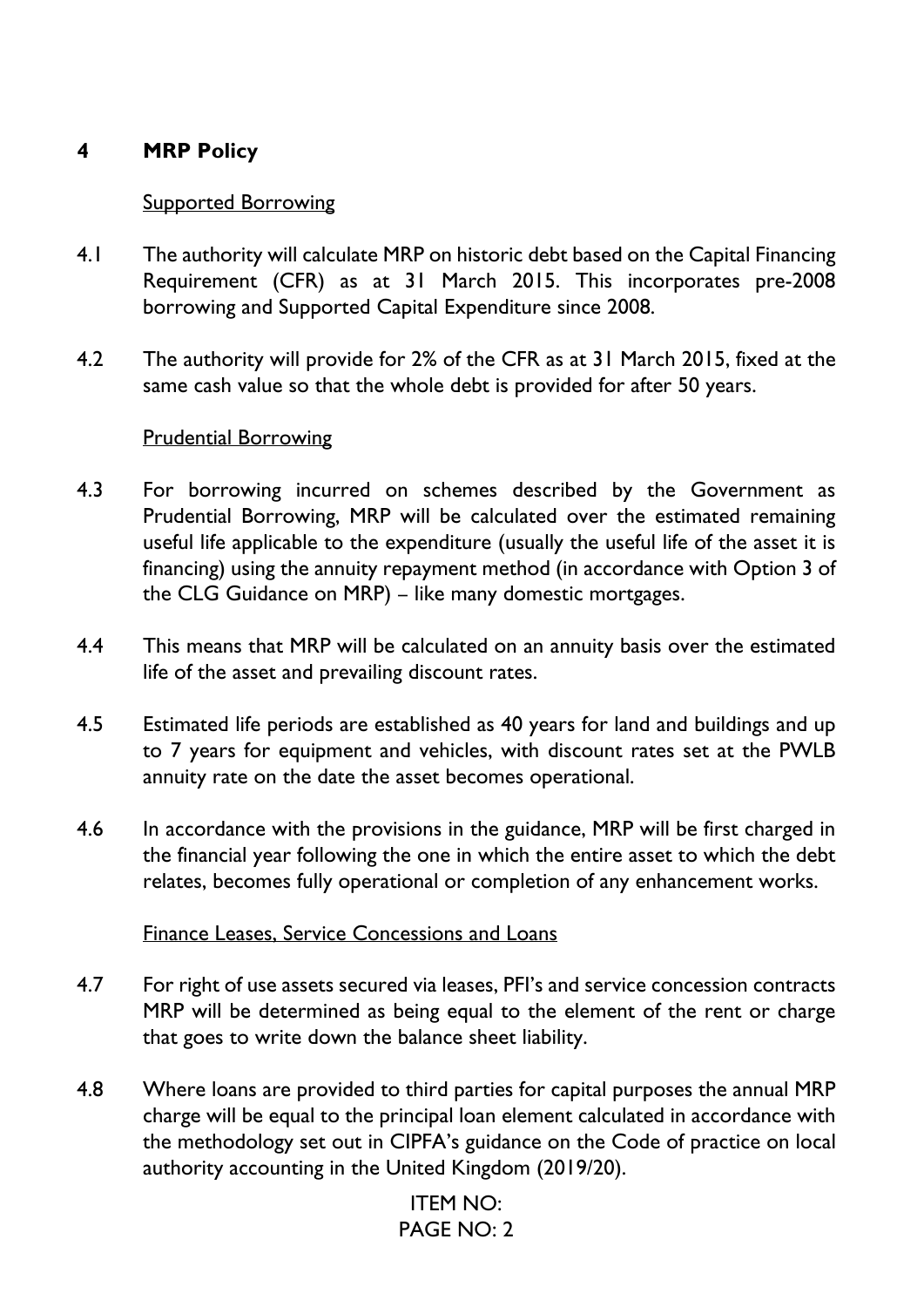## 4 MRP Policy

Supported Borrowing

4.1 The authority will calculate MRP on historic debt based on the Capital Financing Requirement (CFR) as at 31 March 2015. This incorporates pre-2008 borrowing and Supported Capital Expenditure since 2008.

4.2 The authority will provide for 2% of the CFR as at 31 March 2015, fixed at the same cash value so that the whole debt is provided for after 50 years.

Prudential Borrowing

4.3 For borrowing incurred on schemes described by the Government as Prudential Borrowing, MRP will be calculated over the estimated remaining useful life applicable to the expenditure (usually the useful life of the asset it is financing) using the annuity repayment method (in accordance with Option 3 of the CLG Guidance on MRP) – like many domestic mortgages.

4.4 This means that MRP will be calculated on an annuity basis over the estimated life of the asset and prevailing discount rates.

4.5 Estimated life periods are established as 40 years for land and buildings and up to 7 years for equipment and vehicles, with discount rates set at the PWLB annuity rate on the date the asset becomes operational.

4.6 In accordance with the provisions in the guidance, MRP will be first charged in the financial year following the one in which the entire asset to which the debt relates, becomes fully operational or completion of any enhancement works.

Finance Leases, Service Concessions and Loans

4.7 For right of use assets secured via leases, PFI's and service concession contracts MRP will be determined as being equal to the element of the rent or charge that goes to write down the balance sheet liability.

4.8 Where loans are provided to third parties for capital purposes the annual MRP charge will be equal to the principal loan element calculated in accordance with the methodology set out in CIPFA's guidance on the Code of practice on local authority accounting in the United Kingdom (2019/20).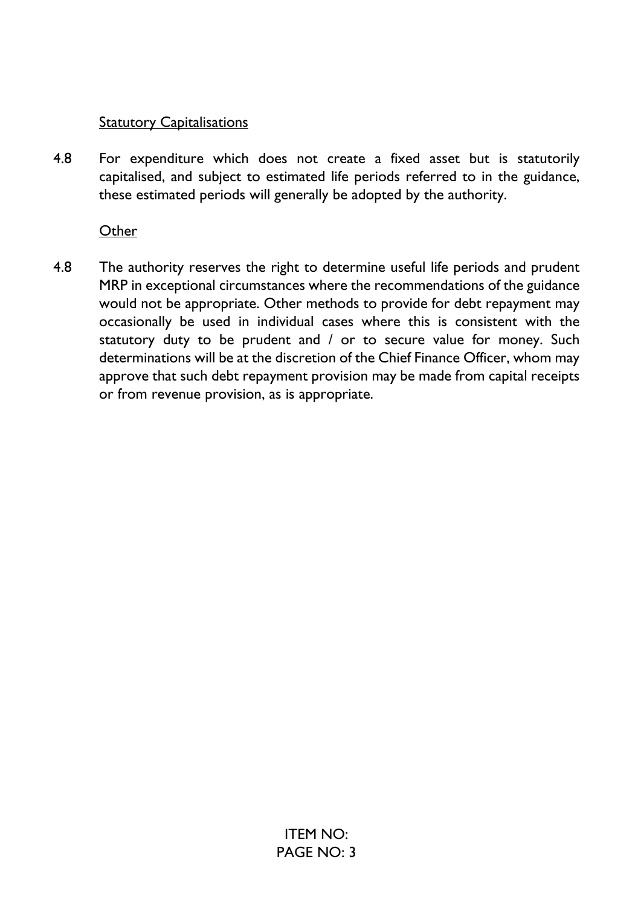Statutory Capitalisations

4.8 For expenditure which does not create a fixed asset but is statutorily capitalised, and subject to estimated life periods referred to in the guidance, these estimated periods will generally be adopted by the authority.

Other

4.8 The authority reserves the right to determine useful life periods and prudent MRP in exceptional circumstances where the recommendations of the guidance would not be appropriate. Other methods to provide for debt repayment may occasionally be used in individual cases where this is consistent with the statutory duty to be prudent and / or to secure value for money. Such determinations will be at the discretion of the Chief Finance Officer, whom may approve that such debt repayment provision may be made from capital receipts or from revenue provision, as is appropriate.

ITEM NO: